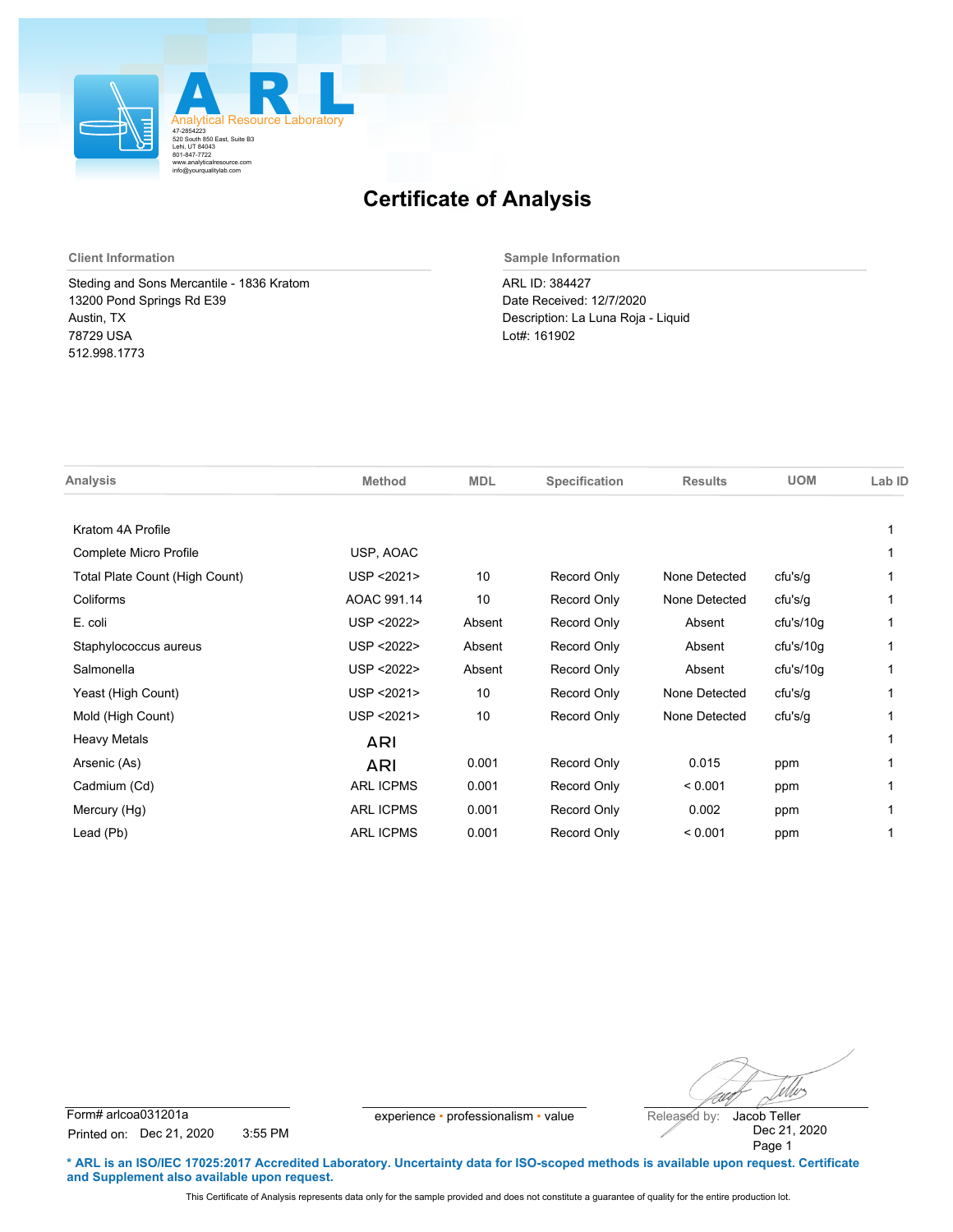**ARL**
Analytical Resource Laboratory
47-2854223
520 South 850 East, Suite B3
Lehi, UT 84043
801-847-7722
www.analyticalresource.com
info@yourqualitylab.com

# Certificate of Analysis

**Client Information**

Steding and Sons Mercantile - 1836 Kratom
13200 Pond Springs Rd E39
Austin, TX
78729 USA
512.998.1773

**Sample Information**

ARL ID: 384427
Date Received: 12/7/2020
Description: La Luna Roja - Liquid
Lot#: 161902

| Analysis | Method | MDL | Specification | Results | UOM | Lab ID |
|---|---|---|---|---|---|---|
| Kratom 4A Profile | | | | | | 1 |
| Complete Micro Profile | USP, AOAC | | | | | 1 |
| Total Plate Count (High Count) | USP <2021> | 10 | Record Only | None Detected | cfu's/g | 1 |
| Coliforms | AOAC 991.14 | 10 | Record Only | None Detected | cfu's/g | 1 |
| E. coli | USP <2022> | Absent | Record Only | Absent | cfu's/10g | 1 |
| Staphylococcus aureus | USP <2022> | Absent | Record Only | Absent | cfu's/10g | 1 |
| Salmonella | USP <2022> | Absent | Record Only | Absent | cfu's/10g | 1 |
| Yeast (High Count) | USP <2021> | 10 | Record Only | None Detected | cfu's/g | 1 |
| Mold (High Count) | USP <2021> | 10 | Record Only | None Detected | cfu's/g | 1 |
| Heavy Metals | ARI | | | | | 1 |
| Arsenic (As) | ARI | 0.001 | Record Only | 0.015 | ppm | 1 |
| Cadmium (Cd) | ARL ICPMS | 0.001 | Record Only | < 0.001 | ppm | 1 |
| Mercury (Hg) | ARL ICPMS | 0.001 | Record Only | 0.002 | ppm | 1 |
| Lead (Pb) | ARL ICPMS | 0.001 | Record Only | < 0.001 | ppm | 1 |

Form# arlcoa031201a
Printed on: Dec 21, 2020 3:55 PM

experience • professionalism • value

Released by: Jacob Teller
Dec 21, 2020

**\* ARL is an ISO/IEC 17025:2017 Accredited Laboratory. Uncertainty data for ISO-scoped methods is available upon request. Certificate and Supplement also available upon request.**

This Certificate of Analysis represents data only for the sample provided and does not constitute a guarantee of quality for the entire production lot.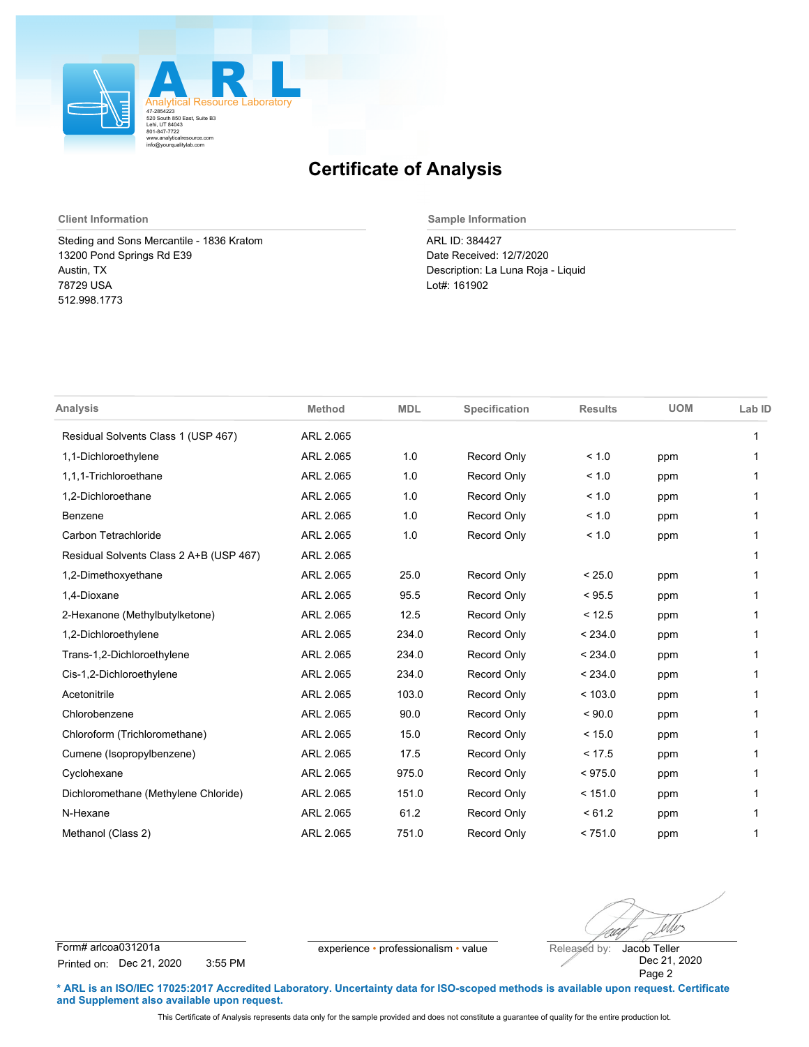ARL
Analytical Resource Laboratory
47-2854223
520 South 850 East, Suite B3
Lehi, UT 84043
801-847-7722
www.analyticalresource.com
info@yourqualitylab.com

# Certificate of Analysis

**Client Information**

Steding and Sons Mercantile - 1836 Kratom
13200 Pond Springs Rd E39
Austin, TX
78729 USA
512.998.1773

**Sample Information**

ARL ID: 384427
Date Received: 12/7/2020
Description: La Luna Roja - Liquid
Lot#: 161902

| Analysis | Method | MDL | Specification | Results | UOM | Lab ID |
|---|---|---|---|---|---|---|
| Residual Solvents Class 1 (USP 467) | ARL 2.065 | | | | | 1 |
| 1,1-Dichloroethylene | ARL 2.065 | 1.0 | Record Only | < 1.0 | ppm | 1 |
| 1,1,1-Trichloroethane | ARL 2.065 | 1.0 | Record Only | < 1.0 | ppm | 1 |
| 1,2-Dichloroethane | ARL 2.065 | 1.0 | Record Only | < 1.0 | ppm | 1 |
| Benzene | ARL 2.065 | 1.0 | Record Only | < 1.0 | ppm | 1 |
| Carbon Tetrachloride | ARL 2.065 | 1.0 | Record Only | < 1.0 | ppm | 1 |
| Residual Solvents Class 2 A+B (USP 467) | ARL 2.065 | | | | | 1 |
| 1,2-Dimethoxyethane | ARL 2.065 | 25.0 | Record Only | < 25.0 | ppm | 1 |
| 1,4-Dioxane | ARL 2.065 | 95.5 | Record Only | < 95.5 | ppm | 1 |
| 2-Hexanone (Methylbutylketone) | ARL 2.065 | 12.5 | Record Only | < 12.5 | ppm | 1 |
| 1,2-Dichloroethylene | ARL 2.065 | 234.0 | Record Only | < 234.0 | ppm | 1 |
| Trans-1,2-Dichloroethylene | ARL 2.065 | 234.0 | Record Only | < 234.0 | ppm | 1 |
| Cis-1,2-Dichloroethylene | ARL 2.065 | 234.0 | Record Only | < 234.0 | ppm | 1 |
| Acetonitrile | ARL 2.065 | 103.0 | Record Only | < 103.0 | ppm | 1 |
| Chlorobenzene | ARL 2.065 | 90.0 | Record Only | < 90.0 | ppm | 1 |
| Chloroform (Trichloromethane) | ARL 2.065 | 15.0 | Record Only | < 15.0 | ppm | 1 |
| Cumene (Isopropylbenzene) | ARL 2.065 | 17.5 | Record Only | < 17.5 | ppm | 1 |
| Cyclohexane | ARL 2.065 | 975.0 | Record Only | < 975.0 | ppm | 1 |
| Dichloromethane (Methylene Chloride) | ARL 2.065 | 151.0 | Record Only | < 151.0 | ppm | 1 |
| N-Hexane | ARL 2.065 | 61.2 | Record Only | < 61.2 | ppm | 1 |
| Methanol (Class 2) | ARL 2.065 | 751.0 | Record Only | < 751.0 | ppm | 1 |

Form# arlcoa031201a
Printed on: Dec 21, 2020 3:55 PM

experience • professionalism • value

Released by: Jacob Teller
Dec 21, 2020

**\* ARL is an ISO/IEC 17025:2017 Accredited Laboratory. Uncertainty data for ISO-scoped methods is available upon request. Certificate and Supplement also available upon request.**

This Certificate of Analysis represents data only for the sample provided and does not constitute a guarantee of quality for the entire production lot.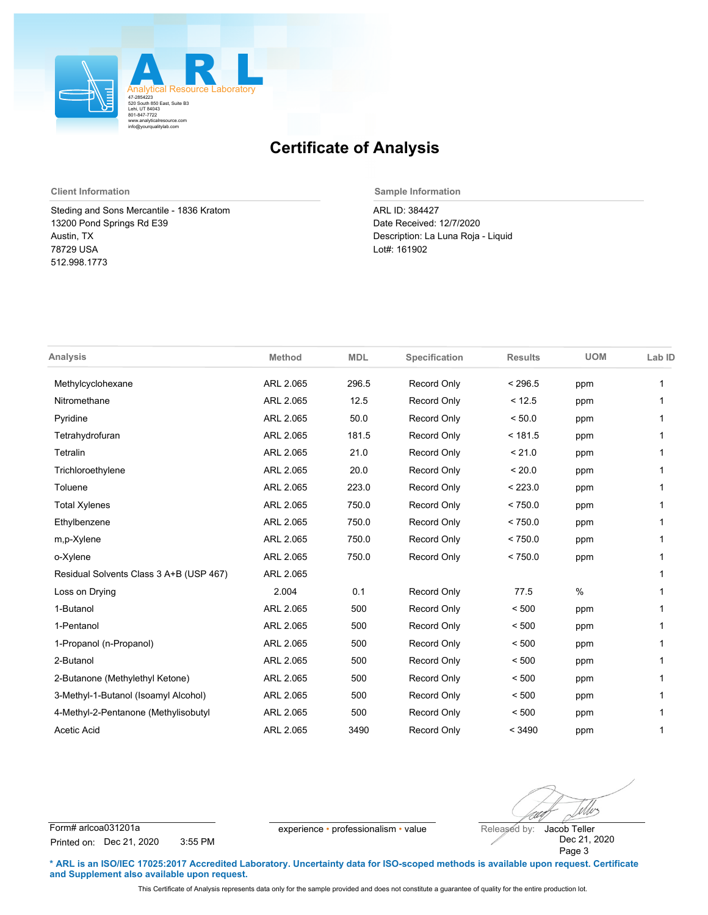ARL
Analytical Resource Laboratory
47-2854223
520 South 850 East, Suite B3
Lehi, UT 84043
801-847-7722
www.analyticalresource.com
info@yourqualitylab.com

# Certificate of Analysis

**Client Information**

Steding and Sons Mercantile - 1836 Kratom
13200 Pond Springs Rd E39
Austin, TX
78729 USA
512.998.1773

**Sample Information**

ARL ID: 384427
Date Received: 12/7/2020
Description: La Luna Roja - Liquid
Lot#: 161902

| Analysis | Method | MDL | Specification | Results | UOM | Lab ID |
|---|---|---|---|---|---|---|
| Methylcyclohexane | ARL 2.065 | 296.5 | Record Only | < 296.5 | ppm | 1 |
| Nitromethane | ARL 2.065 | 12.5 | Record Only | < 12.5 | ppm | 1 |
| Pyridine | ARL 2.065 | 50.0 | Record Only | < 50.0 | ppm | 1 |
| Tetrahydrofuran | ARL 2.065 | 181.5 | Record Only | < 181.5 | ppm | 1 |
| Tetralin | ARL 2.065 | 21.0 | Record Only | < 21.0 | ppm | 1 |
| Trichloroethylene | ARL 2.065 | 20.0 | Record Only | < 20.0 | ppm | 1 |
| Toluene | ARL 2.065 | 223.0 | Record Only | < 223.0 | ppm | 1 |
| Total Xylenes | ARL 2.065 | 750.0 | Record Only | < 750.0 | ppm | 1 |
| Ethylbenzene | ARL 2.065 | 750.0 | Record Only | < 750.0 | ppm | 1 |
| m,p-Xylene | ARL 2.065 | 750.0 | Record Only | < 750.0 | ppm | 1 |
| o-Xylene | ARL 2.065 | 750.0 | Record Only | < 750.0 | ppm | 1 |
| Residual Solvents Class 3 A+B (USP 467) | ARL 2.065 | | | | | 1 |
| Loss on Drying | 2.004 | 0.1 | Record Only | 77.5 | % | 1 |
| 1-Butanol | ARL 2.065 | 500 | Record Only | < 500 | ppm | 1 |
| 1-Pentanol | ARL 2.065 | 500 | Record Only | < 500 | ppm | 1 |
| 1-Propanol (n-Propanol) | ARL 2.065 | 500 | Record Only | < 500 | ppm | 1 |
| 2-Butanol | ARL 2.065 | 500 | Record Only | < 500 | ppm | 1 |
| 2-Butanone (Methylethyl Ketone) | ARL 2.065 | 500 | Record Only | < 500 | ppm | 1 |
| 3-Methyl-1-Butanol (Isoamyl Alcohol) | ARL 2.065 | 500 | Record Only | < 500 | ppm | 1 |
| 4-Methyl-2-Pentanone (Methylisobutyl | ARL 2.065 | 500 | Record Only | < 500 | ppm | 1 |
| Acetic Acid | ARL 2.065 | 3490 | Record Only | < 3490 | ppm | 1 |

Form# arlcoa031201a
Printed on: Dec 21, 2020 3:55 PM

experience • professionalism • value

Released by: Jacob Teller
Dec 21, 2020

**\* ARL is an ISO/IEC 17025:2017 Accredited Laboratory. Uncertainty data for ISO-scoped methods is available upon request. Certificate and Supplement also available upon request.**

This Certificate of Analysis represents data only for the sample provided and does not constitute a guarantee of quality for the entire production lot.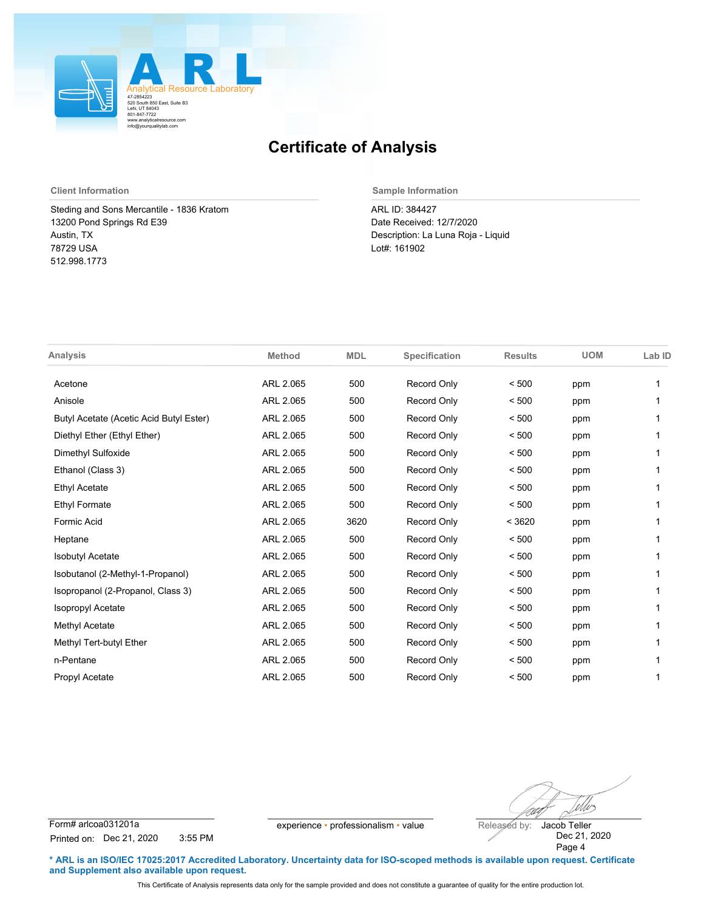ARL

Analytical Resource Laboratory

47-2854223
520 South 850 East, Suite B3
Lehi, UT 84043
801-847-7722
www.analyticalresource.com
info@yourqualitylab.com

# Certificate of Analysis

**Client Information**

Steding and Sons Mercantile - 1836 Kratom
13200 Pond Springs Rd E39
Austin, TX
78729 USA
512.998.1773

**Sample Information**

ARL ID: 384427
Date Received: 12/7/2020
Description: La Luna Roja - Liquid
Lot#: 161902

| Analysis | Method | MDL | Specification | Results | UOM | Lab ID |
|---|---|---|---|---|---|---|
| Acetone | ARL 2.065 | 500 | Record Only | < 500 | ppm | 1 |
| Anisole | ARL 2.065 | 500 | Record Only | < 500 | ppm | 1 |
| Butyl Acetate (Acetic Acid Butyl Ester) | ARL 2.065 | 500 | Record Only | < 500 | ppm | 1 |
| Diethyl Ether (Ethyl Ether) | ARL 2.065 | 500 | Record Only | < 500 | ppm | 1 |
| Dimethyl Sulfoxide | ARL 2.065 | 500 | Record Only | < 500 | ppm | 1 |
| Ethanol (Class 3) | ARL 2.065 | 500 | Record Only | < 500 | ppm | 1 |
| Ethyl Acetate | ARL 2.065 | 500 | Record Only | < 500 | ppm | 1 |
| Ethyl Formate | ARL 2.065 | 500 | Record Only | < 500 | ppm | 1 |
| Formic Acid | ARL 2.065 | 3620 | Record Only | < 3620 | ppm | 1 |
| Heptane | ARL 2.065 | 500 | Record Only | < 500 | ppm | 1 |
| Isobutyl Acetate | ARL 2.065 | 500 | Record Only | < 500 | ppm | 1 |
| Isobutanol (2-Methyl-1-Propanol) | ARL 2.065 | 500 | Record Only | < 500 | ppm | 1 |
| Isopropanol (2-Propanol, Class 3) | ARL 2.065 | 500 | Record Only | < 500 | ppm | 1 |
| Isopropyl Acetate | ARL 2.065 | 500 | Record Only | < 500 | ppm | 1 |
| Methyl Acetate | ARL 2.065 | 500 | Record Only | < 500 | ppm | 1 |
| Methyl Tert-butyl Ether | ARL 2.065 | 500 | Record Only | < 500 | ppm | 1 |
| n-Pentane | ARL 2.065 | 500 | Record Only | < 500 | ppm | 1 |
| Propyl Acetate | ARL 2.065 | 500 | Record Only | < 500 | ppm | 1 |

Form# arlcoa031201a
Printed on: Dec 21, 2020 3:55 PM

experience • professionalism • value

Released by: Jacob Teller
Dec 21, 2020

**\* ARL is an ISO/IEC 17025:2017 Accredited Laboratory. Uncertainty data for ISO-scoped methods is available upon request. Certificate and Supplement also available upon request.**

This Certificate of Analysis represents data only for the sample provided and does not constitute a guarantee of quality for the entire production lot.